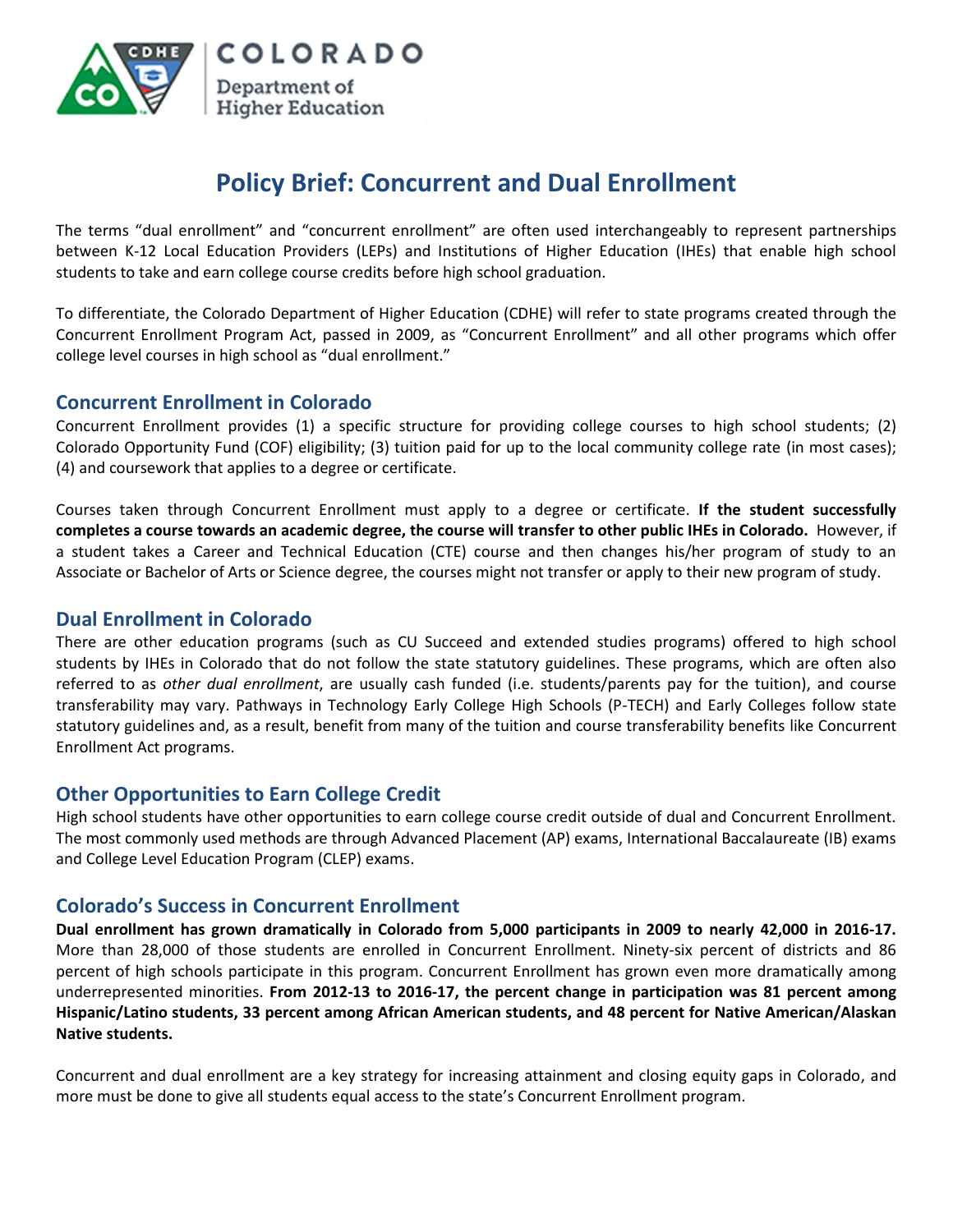# Policy Brief: Concurrent and Dual Enrollment

The terms "dual enrollment" and "concurrent enrollment" are often used interchangeably to represent partnerships between K-12 Local Education Providers (LEPs) and Institutions of Higher Education (IHEs) that enable high school students to take and earn college course credits before high school graduation.

To differentiate, the Colorado Department of Higher Education (CDHE) will refer to state programs created through the Concurrent Enrollment Program Act, passed in 2009, as "Concurrent Enrollment" and all other programs which offer college level courses in high school as "dual enrollment."

## Concurrent Enrollment in Colorado

Concurrent Enrollment provides (1) a specific structure for providing college courses to high school students; (2) Colorado Opportunity Fund (COF) eligibility; (3) tuition paid for up to the local community college rate (in most cases); (4) and coursework that applies to a degree or certificate.

Courses taken through Concurrent Enrollment must apply to a degree or certificate. **If the student successfully completes a course towards an academic degree, the course will transfer to other public IHEs in Colorado.** However, if a student takes a Career and Technical Education (CTE) course and then changes his/her program of study to an Associate or Bachelor of Arts or Science degree, the courses might not transfer or apply to their new program of study.

## Dual Enrollment in Colorado

There are other education programs (such as CU Succeed and extended studies programs) offered to high school students by IHEs in Colorado that do not follow the state statutory guidelines. These programs, which are often also referred to as *other dual enrollment*, are usually cash funded (i.e. students/parents pay for the tuition), and course transferability may vary. Pathways in Technology Early College High Schools (P-TECH) and Early Colleges follow state statutory guidelines and, as a result, benefit from many of the tuition and course transferability benefits like Concurrent Enrollment Act programs.

## Other Opportunities to Earn College Credit

High school students have other opportunities to earn college course credit outside of dual and Concurrent Enrollment. The most commonly used methods are through Advanced Placement (AP) exams, International Baccalaureate (IB) exams and College Level Education Program (CLEP) exams.

## Colorado's Success in Concurrent Enrollment

**Dual enrollment has grown dramatically in Colorado from 5,000 participants in 2009 to nearly 42,000 in 2016-17.** More than 28,000 of those students are enrolled in Concurrent Enrollment. Ninety-six percent of districts and 86 percent of high schools participate in this program. Concurrent Enrollment has grown even more dramatically among underrepresented minorities. **From 2012-13 to 2016-17, the percent change in participation was 81 percent among Hispanic/Latino students, 33 percent among African American students, and 48 percent for Native American/Alaskan Native students.**

Concurrent and dual enrollment are a key strategy for increasing attainment and closing equity gaps in Colorado, and more must be done to give all students equal access to the state's Concurrent Enrollment program.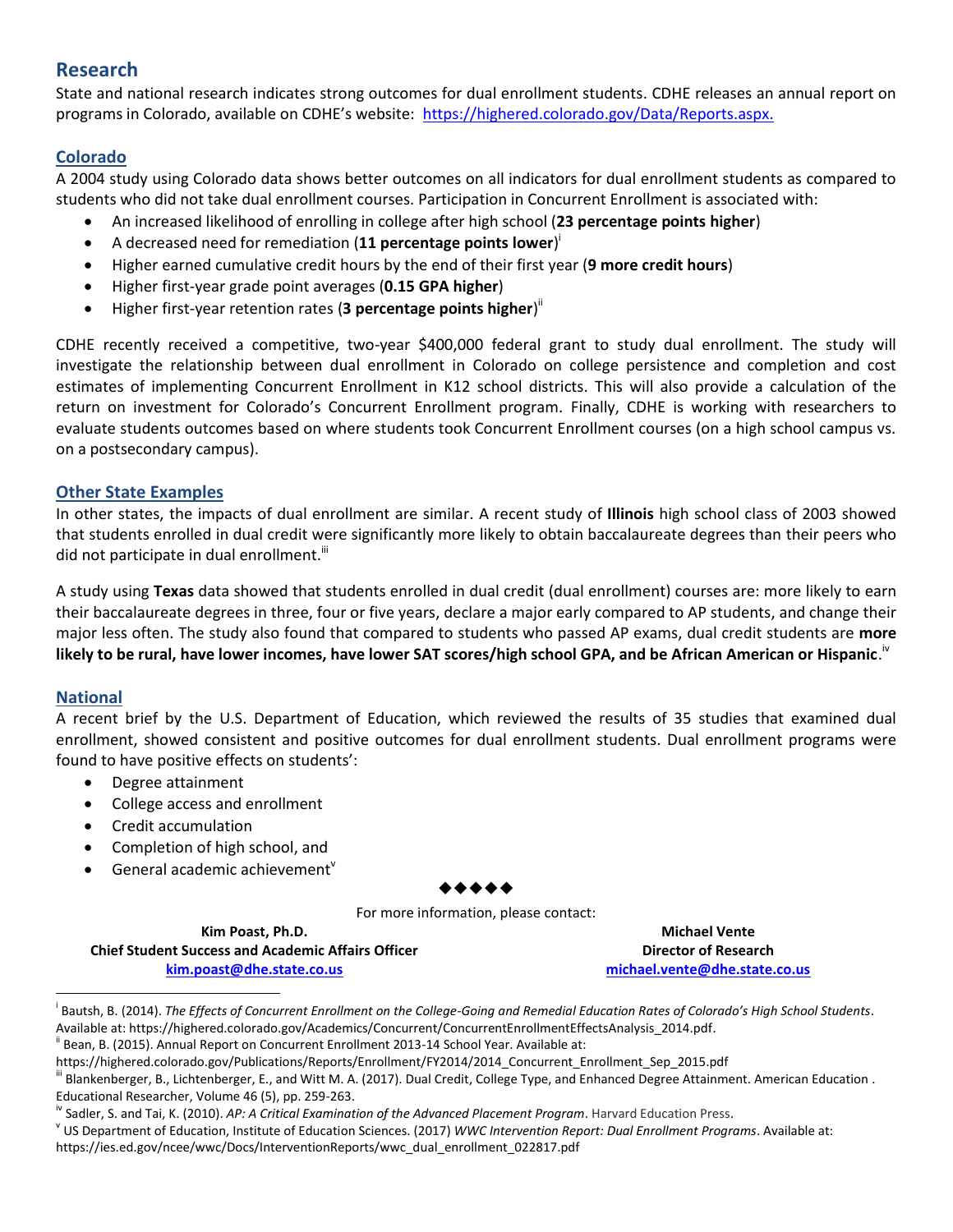## Research

State and national research indicates strong outcomes for dual enrollment students. CDHE releases an annual report on programs in Colorado, available on CDHE's website: https://highered.colorado.gov/Data/Reports.aspx.

### Colorado

A 2004 study using Colorado data shows better outcomes on all indicators for dual enrollment students as compared to students who did not take dual enrollment courses. Participation in Concurrent Enrollment is associated with:

- An increased likelihood of enrolling in college after high school (**23 percentage points higher**)
- A decreased need for remediation (**11 percentage points lower**)[i]
- Higher earned cumulative credit hours by the end of their first year (**9 more credit hours**)
- Higher first-year grade point averages (**0.15 GPA higher**)
- Higher first-year retention rates (**3 percentage points higher**)[ii]

CDHE recently received a competitive, two-year $400,000 federal grant to study dual enrollment. The study will investigate the relationship between dual enrollment in Colorado on college persistence and completion and cost estimates of implementing Concurrent Enrollment in K12 school districts. This will also provide a calculation of the return on investment for Colorado's Concurrent Enrollment program. Finally, CDHE is working with researchers to evaluate students outcomes based on where students took Concurrent Enrollment courses (on a high school campus vs. on a postsecondary campus).

### Other State Examples

In other states, the impacts of dual enrollment are similar. A recent study of **Illinois** high school class of 2003 showed that students enrolled in dual credit were significantly more likely to obtain baccalaureate degrees than their peers who did not participate in dual enrollment.[iii]

A study using **Texas** data showed that students enrolled in dual credit (dual enrollment) courses are: more likely to earn their baccalaureate degrees in three, four or five years, declare a major early compared to AP students, and change their major less often. The study also found that compared to students who passed AP exams, dual credit students are **more likely to be rural, have lower incomes, have lower SAT scores/high school GPA, and be African American or Hispanic**.[iv]

### National

A recent brief by the U.S. Department of Education, which reviewed the results of 35 studies that examined dual enrollment, showed consistent and positive outcomes for dual enrollment students. Dual enrollment programs were found to have positive effects on students':

- Degree attainment
- College access and enrollment
- Credit accumulation
- Completion of high school, and
- General academic achievement[v]

◆◆◆◆◆

For more information, please contact:

**Kim Poast, Ph.D.**
**Chief Student Success and Academic Affairs Officer**
**kim.poast@dhe.state.co.us**

**Michael Vente**
**Director of Research**
**michael.vente@dhe.state.co.us**

---

[i] Bautsh, B. (2014). *The Effects of Concurrent Enrollment on the College-Going and Remedial Education Rates of Colorado's High School Students*. Available at: https://highered.colorado.gov/Academics/Concurrent/ConcurrentEnrollmentEffectsAnalysis_2014.pdf.

[ii] Bean, B. (2015). Annual Report on Concurrent Enrollment 2013-14 School Year. Available at: https://highered.colorado.gov/Publications/Reports/Enrollment/FY2014/2014_Concurrent_Enrollment_Sep_2015.pdf

[iii] Blankenberger, B., Lichtenberger, E., and Witt M. A. (2017). Dual Credit, College Type, and Enhanced Degree Attainment. American Education . Educational Researcher, Volume 46 (5), pp. 259-263.

[iv] Sadler, S. and Tai, K. (2010). *AP: A Critical Examination of the Advanced Placement Program*. Harvard Education Press.

[v] US Department of Education, Institute of Education Sciences. (2017) *WWC Intervention Report: Dual Enrollment Programs*. Available at: https://ies.ed.gov/ncee/wwc/Docs/InterventionReports/wwc_dual_enrollment_022817.pdf